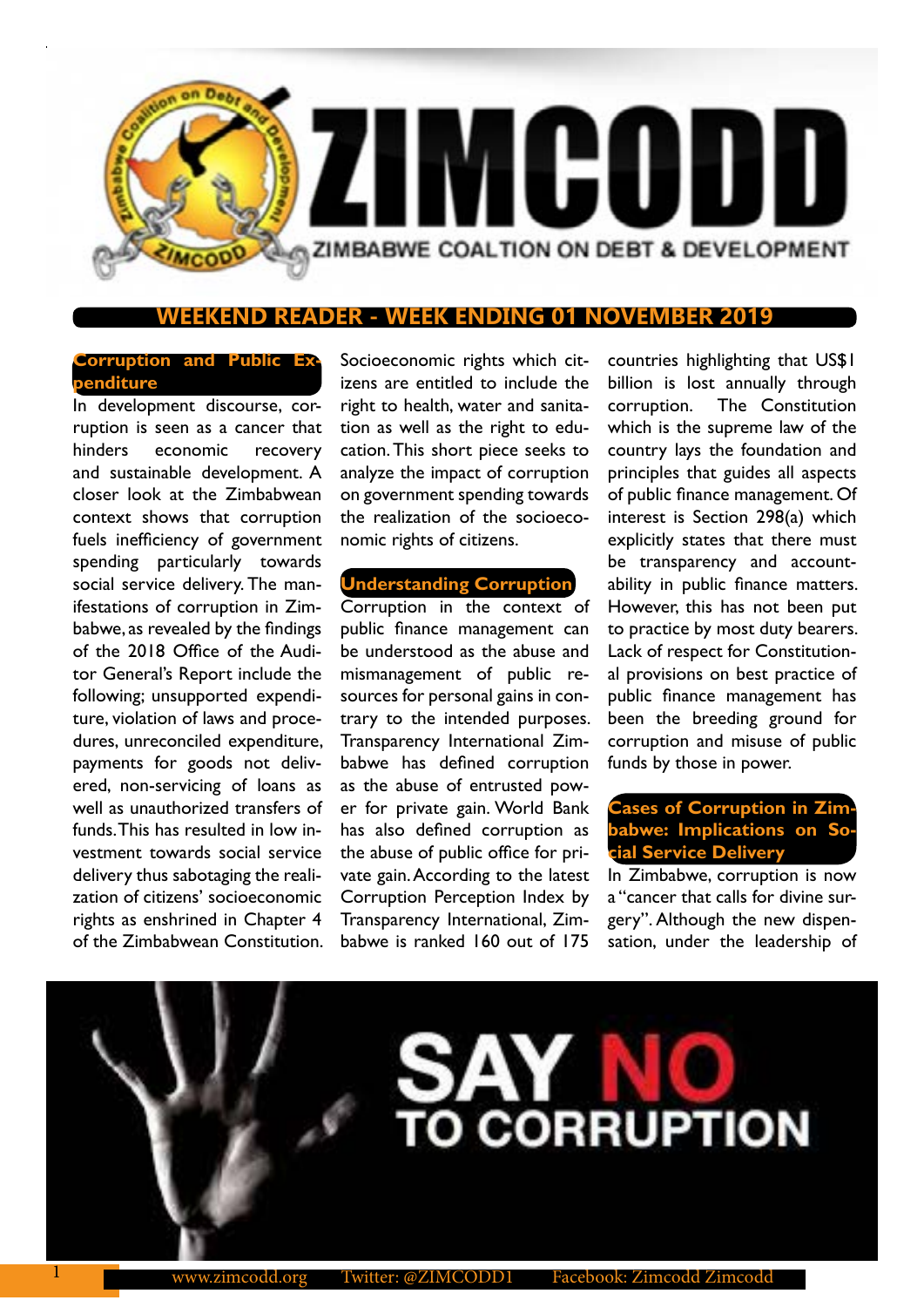# ZIMCODD

ZIMBABWE COALTION ON DEBT & DEVELOPMENT

## WEEKEND READER - WEEK ENDING 01 NOVEMBER 2019

### Corruption and Public Expenditure

In development discourse, corruption is seen as a cancer that hinders economic recovery and sustainable development. A closer look at the Zimbabwean context shows that corruption fuels inefficiency of government spending particularly towards social service delivery. The manifestations of corruption in Zimbabwe, as revealed by the findings of the 2018 Office of the Auditor General's Report include the following; unsupported expenditure, violation of laws and procedures, unreconciled expenditure, payments for goods not delivered, non-servicing of loans as well as unauthorized transfers of funds. This has resulted in low investment towards social service delivery thus sabotaging the realization of citizens' socioeconomic rights as enshrined in Chapter 4 of the Zimbabwean Constitution. Socioeconomic rights which citizens are entitled to include the right to health, water and sanitation as well as the right to education. This short piece seeks to analyze the impact of corruption on government spending towards the realization of the socioeconomic rights of citizens.

### Understanding Corruption

Corruption in the context of public finance management can be understood as the abuse and mismanagement of public resources for personal gains in contrary to the intended purposes. Transparency International Zimbabwe has defined corruption as the abuse of entrusted power for private gain. World Bank has also defined corruption as the abuse of public office for private gain. According to the latest Corruption Perception Index by Transparency International, Zimbabwe is ranked 160 out of 175 countries highlighting that US$1 billion is lost annually through corruption. The Constitution which is the supreme law of the country lays the foundation and principles that guides all aspects of public finance management. Of interest is Section 298(a) which explicitly states that there must be transparency and accountability in public finance matters. However, this has not been put to practice by most duty bearers. Lack of respect for Constitutional provisions on best practice of public finance management has been the breeding ground for corruption and misuse of public funds by those in power.

### Cases of Corruption in Zimbabwe: Implications on Social Service Delivery

In Zimbabwe, corruption is now a "cancer that calls for divine surgery". Although the new dispensation, under the leadership of

SAY NO TO CORRUPTION

www.zimcodd.org Twitter: @ZIMCODD1 Facebook: Zimcodd Zimcodd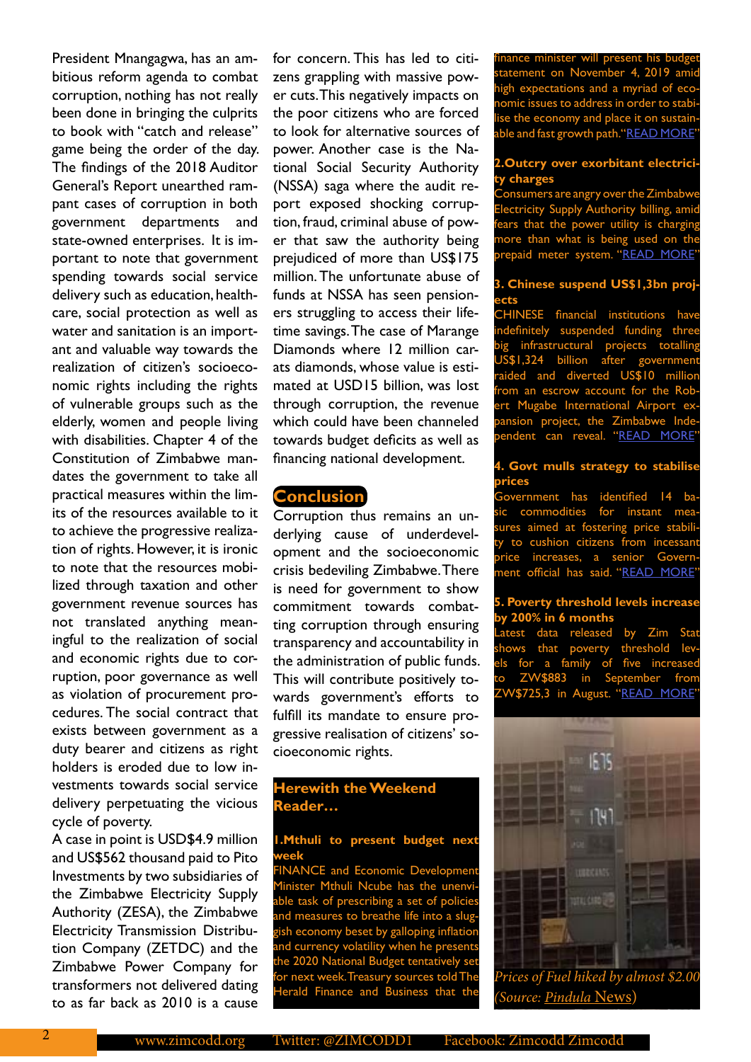President Mnangagwa, has an ambitious reform agenda to combat corruption, nothing has not really been done in bringing the culprits to book with "catch and release" game being the order of the day. The findings of the 2018 Auditor General's Report unearthed rampant cases of corruption in both government departments and state-owned enterprises. It is important to note that government spending towards social service delivery such as education, healthcare, social protection as well as water and sanitation is an important and valuable way towards the realization of citizen's socioeconomic rights including the rights of vulnerable groups such as the elderly, women and people living with disabilities. Chapter 4 of the Constitution of Zimbabwe mandates the government to take all practical measures within the limits of the resources available to it to achieve the progressive realization of rights. However, it is ironic to note that the resources mobilized through taxation and other government revenue sources has not translated anything meaningful to the realization of social and economic rights due to corruption, poor governance as well as violation of procurement procedures. The social contract that exists between government as a duty bearer and citizens as right holders is eroded due to low investments towards social service delivery perpetuating the vicious cycle of poverty.

A case in point is USD$4.9 million and US$562 thousand paid to Pito Investments by two subsidiaries of the Zimbabwe Electricity Supply Authority (ZESA), the Zimbabwe Electricity Transmission Distribution Company (ZETDC) and the Zimbabwe Power Company for transformers not delivered dating to as far back as 2010 is a cause for concern. This has led to citizens grappling with massive power cuts. This negatively impacts on the poor citizens who are forced to look for alternative sources of power. Another case is the National Social Security Authority (NSSA) saga where the audit report exposed shocking corruption, fraud, criminal abuse of power that saw the authority being prejudiced of more than US$175 million. The unfortunate abuse of funds at NSSA has seen pensioners struggling to access their lifetime savings. The case of Marange Diamonds where 12 million carats diamonds, whose value is estimated at USD15 billion, was lost through corruption, the revenue which could have been channeled towards budget deficits as well as financing national development.

## Conclusion

Corruption thus remains an underlying cause of underdevelopment and the socioeconomic crisis bedeviling Zimbabwe. There is need for government to show commitment towards combatting corruption through ensuring transparency and accountability in the administration of public funds. This will contribute positively towards government's efforts to fulfill its mandate to ensure progressive realisation of citizens' socioeconomic rights.

## Herewith the Weekend Reader…

**1.Mthuli to present budget next week**

FINANCE and Economic Development Minister Mthuli Ncube has the unenviable task of prescribing a set of policies and measures to breathe life into a sluggish economy beset by galloping inflation and currency volatility when he presents the 2020 National Budget tentatively set for next week. Treasury sources told The Herald Finance and Business that the finance minister will present his budget statement on November 4, 2019 amid high expectations and a myriad of economic issues to address in order to stabilise the economy and place it on sustainable and fast growth path."READ MORE"

**2.Outcry over exorbitant electricity charges**

Consumers are angry over the Zimbabwe Electricity Supply Authority billing, amid fears that the power utility is charging more than what is being used on the prepaid meter system. "READ MORE"

**3. Chinese suspend US$1,3bn projects**

CHINESE financial institutions have indefinitely suspended funding three big infrastructural projects totalling US$1,324 billion after government raided and diverted US$10 million from an escrow account for the Robert Mugabe International Airport expansion project, the Zimbabwe Independent can reveal. "READ MORE"

**4. Govt mulls strategy to stabilise prices**

Government has identified 14 basic commodities for instant measures aimed at fostering price stability to cushion citizens from incessant price increases, a senior Government official has said. "READ MORE"

**5. Poverty threshold levels increase by 200% in 6 months**

Latest data released by Zim Stat shows that poverty threshold levels for a family of five increased to ZW$883 in September from ZW$725,3 in August. "READ MORE"

*Prices of Fuel hiked by almost $2.00 (Source: Pindula News)*